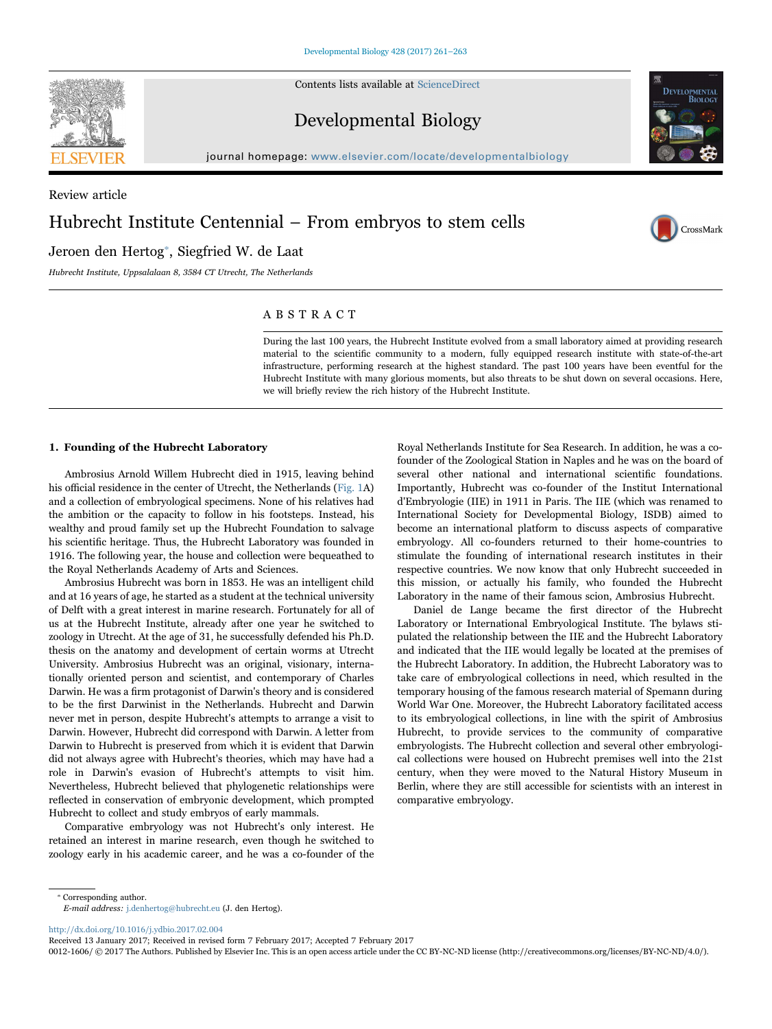Review article

# Hubrecht Institute Centennial – From embryos to stem cells

Jeroen den Hertog*, Siegfried W. de Laat

*Hubrecht Institute, Uppsalalaan 8, 3584 CT Utrecht, The Netherlands*

## ABSTRACT

During the last 100 years, the Hubrecht Institute evolved from a small laboratory aimed at providing research material to the scientific community to a modern, fully equipped research institute with state-of-the-art infrastructure, performing research at the highest standard. The past 100 years have been eventful for the Hubrecht Institute with many glorious moments, but also threats to be shut down on several occasions. Here, we will briefly review the rich history of the Hubrecht Institute.

## 1. Founding of the Hubrecht Laboratory

Ambrosius Arnold Willem Hubrecht died in 1915, leaving behind his official residence in the center of Utrecht, the Netherlands (Fig. 1A) and a collection of embryological specimens. None of his relatives had the ambition or the capacity to follow in his footsteps. Instead, his wealthy and proud family set up the Hubrecht Foundation to salvage his scientific heritage. Thus, the Hubrecht Laboratory was founded in 1916. The following year, the house and collection were bequeathed to the Royal Netherlands Academy of Arts and Sciences.

Ambrosius Hubrecht was born in 1853. He was an intelligent child and at 16 years of age, he started as a student at the technical university of Delft with a great interest in marine research. Fortunately for all of us at the Hubrecht Institute, already after one year he switched to zoology in Utrecht. At the age of 31, he successfully defended his Ph.D. thesis on the anatomy and development of certain worms at Utrecht University. Ambrosius Hubrecht was an original, visionary, internationally oriented person and scientist, and contemporary of Charles Darwin. He was a firm protagonist of Darwin's theory and is considered to be the first Darwinist in the Netherlands. Hubrecht and Darwin never met in person, despite Hubrecht's attempts to arrange a visit to Darwin. However, Hubrecht did correspond with Darwin. A letter from Darwin to Hubrecht is preserved from which it is evident that Darwin did not always agree with Hubrecht's theories, which may have had a role in Darwin's evasion of Hubrecht's attempts to visit him. Nevertheless, Hubrecht believed that phylogenetic relationships were reflected in conservation of embryonic development, which prompted Hubrecht to collect and study embryos of early mammals.

Comparative embryology was not Hubrecht's only interest. He retained an interest in marine research, even though he switched to zoology early in his academic career, and he was a co-founder of the Royal Netherlands Institute for Sea Research. In addition, he was a co-founder of the Zoological Station in Naples and he was on the board of several other national and international scientific foundations. Importantly, Hubrecht was co-founder of the Institut International d'Embryologie (IIE) in 1911 in Paris. The IIE (which was renamed to International Society for Developmental Biology, ISDB) aimed to become an international platform to discuss aspects of comparative embryology. All co-founders returned to their home-countries to stimulate the founding of international research institutes in their respective countries. We now know that only Hubrecht succeeded in this mission, or actually his family, who founded the Hubrecht Laboratory in the name of their famous scion, Ambrosius Hubrecht.

Daniel de Lange became the first director of the Hubrecht Laboratory or International Embryological Institute. The bylaws stipulated the relationship between the IIE and the Hubrecht Laboratory and indicated that the IIE would legally be located at the premises of the Hubrecht Laboratory. In addition, the Hubrecht Laboratory was to take care of embryological collections in need, which resulted in the temporary housing of the famous research material of Spemann during World War One. Moreover, the Hubrecht Laboratory facilitated access to its embryological collections, in line with the spirit of Ambrosius Hubrecht, to provide services to the community of comparative embryologists. The Hubrecht collection and several other embryological collections were housed on Hubrecht premises well into the 21st century, when they were moved to the Natural History Museum in Berlin, where they are still accessible for scientists with an interest in comparative embryology.

* Corresponding author.
*E-mail address:* j.denhertog@hubrecht.eu (J. den Hertog).

http://dx.doi.org/10.1016/j.ydbio.2017.02.004
Received 13 January 2017; Received in revised form 7 February 2017; Accepted 7 February 2017
0012-1606/ © 2017 The Authors. Published by Elsevier Inc. This is an open access article under the CC BY-NC-ND license (http://creativecommons.org/licenses/BY-NC-ND/4.0/).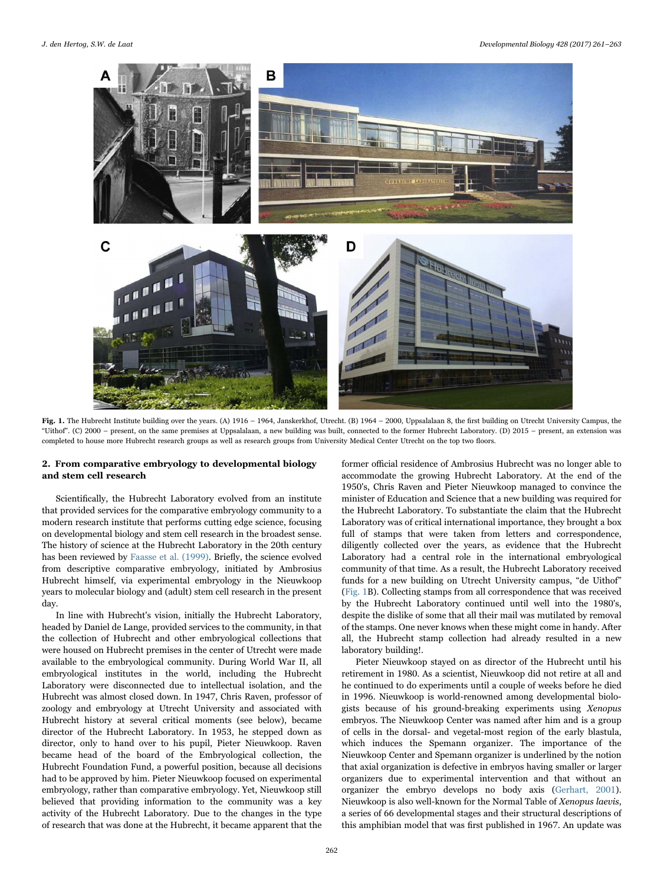**Fig. 1.** The Hubrecht Institute building over the years. (A) 1916 – 1964, Janskerkhof, Utrecht. (B) 1964 – 2000, Uppsalalaan 8, the first building on Utrecht University Campus, the "Uithof". (C) 2000 – present, on the same premises at Uppsalalaan, a new building was built, connected to the former Hubrecht Laboratory. (D) 2015 – present, an extension was completed to house more Hubrecht research groups as well as research groups from University Medical Center Utrecht on the top two floors.

## 2. From comparative embryology to developmental biology and stem cell research

Scientifically, the Hubrecht Laboratory evolved from an institute that provided services for the comparative embryology community to a modern research institute that performs cutting edge science, focusing on developmental biology and stem cell research in the broadest sense. The history of science at the Hubrecht Laboratory in the 20th century has been reviewed by Faasse et al. (1999). Briefly, the science evolved from descriptive comparative embryology, initiated by Ambrosius Hubrecht himself, via experimental embryology in the Nieuwkoop years to molecular biology and (adult) stem cell research in the present day.

In line with Hubrecht's vision, initially the Hubrecht Laboratory, headed by Daniel de Lange, provided services to the community, in that the collection of Hubrecht and other embryological collections that were housed on Hubrecht premises in the center of Utrecht were made available to the embryological community. During World War II, all embryological institutes in the world, including the Hubrecht Laboratory were disconnected due to intellectual isolation, and the Hubrecht was almost closed down. In 1947, Chris Raven, professor of zoology and embryology at Utrecht University and associated with Hubrecht history at several critical moments (see below), became director of the Hubrecht Laboratory. In 1953, he stepped down as director, only to hand over to his pupil, Pieter Nieuwkoop. Raven became head of the board of the Embryological collection, the Hubrecht Foundation Fund, a powerful position, because all decisions had to be approved by him. Pieter Nieuwkoop focused on experimental embryology, rather than comparative embryology. Yet, Nieuwkoop still believed that providing information to the community was a key activity of the Hubrecht Laboratory. Due to the changes in the type of research that was done at the Hubrecht, it became apparent that the former official residence of Ambrosius Hubrecht was no longer able to accommodate the growing Hubrecht Laboratory. At the end of the 1950's, Chris Raven and Pieter Nieuwkoop managed to convince the minister of Education and Science that a new building was required for the Hubrecht Laboratory. To substantiate the claim that the Hubrecht Laboratory was of critical international importance, they brought a box full of stamps that were taken from letters and correspondence, diligently collected over the years, as evidence that the Hubrecht Laboratory had a central role in the international embryological community of that time. As a result, the Hubrecht Laboratory received funds for a new building on Utrecht University campus, "de Uithof" (Fig. 1B). Collecting stamps from all correspondence that was received by the Hubrecht Laboratory continued until well into the 1980's, despite the dislike of some that all their mail was mutilated by removal of the stamps. One never knows when these might come in handy. After all, the Hubrecht stamp collection had already resulted in a new laboratory building!.

Pieter Nieuwkoop stayed on as director of the Hubrecht until his retirement in 1980. As a scientist, Nieuwkoop did not retire at all and he continued to do experiments until a couple of weeks before he died in 1996. Nieuwkoop is world-renowned among developmental biologists because of his ground-breaking experiments using *Xenopus* embryos. The Nieuwkoop Center was named after him and is a group of cells in the dorsal- and vegetal-most region of the early blastula, which induces the Spemann organizer. The importance of the Nieuwkoop Center and Spemann organizer is underlined by the notion that axial organization is defective in embryos having smaller or larger organizers due to experimental intervention and that without an organizer the embryo develops no body axis (Gerhart, 2001). Nieuwkoop is also well-known for the Normal Table of *Xenopus laevis*, a series of 66 developmental stages and their structural descriptions of this amphibian model that was first published in 1967. An update was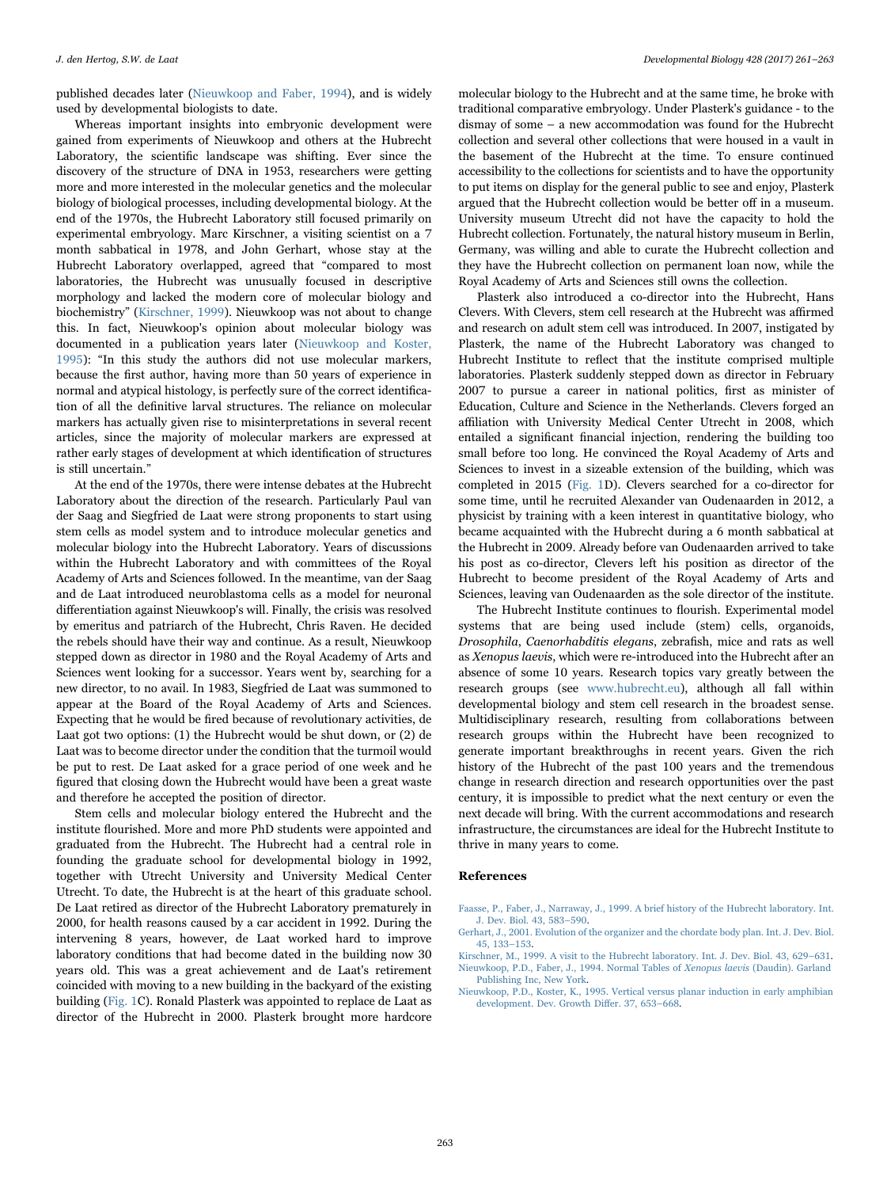published decades later (Nieuwkoop and Faber, 1994), and is widely used by developmental biologists to date.

Whereas important insights into embryonic development were gained from experiments of Nieuwkoop and others at the Hubrecht Laboratory, the scientific landscape was shifting. Ever since the discovery of the structure of DNA in 1953, researchers were getting more and more interested in the molecular genetics and the molecular biology of biological processes, including developmental biology. At the end of the 1970s, the Hubrecht Laboratory still focused primarily on experimental embryology. Marc Kirschner, a visiting scientist on a 7 month sabbatical in 1978, and John Gerhart, whose stay at the Hubrecht Laboratory overlapped, agreed that "compared to most laboratories, the Hubrecht was unusually focused in descriptive morphology and lacked the modern core of molecular biology and biochemistry" (Kirschner, 1999). Nieuwkoop was not about to change this. In fact, Nieuwkoop's opinion about molecular biology was documented in a publication years later (Nieuwkoop and Koster, 1995): "In this study the authors did not use molecular markers, because the first author, having more than 50 years of experience in normal and atypical histology, is perfectly sure of the correct identification of all the definitive larval structures. The reliance on molecular markers has actually given rise to misinterpretations in several recent articles, since the majority of molecular markers are expressed at rather early stages of development at which identification of structures is still uncertain."

At the end of the 1970s, there were intense debates at the Hubrecht Laboratory about the direction of the research. Particularly Paul van der Saag and Siegfried de Laat were strong proponents to start using stem cells as model system and to introduce molecular genetics and molecular biology into the Hubrecht Laboratory. Years of discussions within the Hubrecht Laboratory and with committees of the Royal Academy of Arts and Sciences followed. In the meantime, van der Saag and de Laat introduced neuroblastoma cells as a model for neuronal differentiation against Nieuwkoop's will. Finally, the crisis was resolved by emeritus and patriarch of the Hubrecht, Chris Raven. He decided the rebels should have their way and continue. As a result, Nieuwkoop stepped down as director in 1980 and the Royal Academy of Arts and Sciences went looking for a successor. Years went by, searching for a new director, to no avail. In 1983, Siegfried de Laat was summoned to appear at the Board of the Royal Academy of Arts and Sciences. Expecting that he would be fired because of revolutionary activities, de Laat got two options: (1) the Hubrecht would be shut down, or (2) de Laat was to become director under the condition that the turmoil would be put to rest. De Laat asked for a grace period of one week and he figured that closing down the Hubrecht would have been a great waste and therefore he accepted the position of director.

Stem cells and molecular biology entered the Hubrecht and the institute flourished. More and more PhD students were appointed and graduated from the Hubrecht. The Hubrecht had a central role in founding the graduate school for developmental biology in 1992, together with Utrecht University and University Medical Center Utrecht. To date, the Hubrecht is at the heart of this graduate school. De Laat retired as director of the Hubrecht Laboratory prematurely in 2000, for health reasons caused by a car accident in 1992. During the intervening 8 years, however, de Laat worked hard to improve laboratory conditions that had become dated in the building now 30 years old. This was a great achievement and de Laat's retirement coincided with moving to a new building in the backyard of the existing building (Fig. 1C). Ronald Plasterk was appointed to replace de Laat as director of the Hubrecht in 2000. Plasterk brought more hardcore molecular biology to the Hubrecht and at the same time, he broke with traditional comparative embryology. Under Plasterk's guidance - to the dismay of some – a new accommodation was found for the Hubrecht collection and several other collections that were housed in a vault in the basement of the Hubrecht at the time. To ensure continued accessibility to the collections for scientists and to have the opportunity to put items on display for the general public to see and enjoy, Plasterk argued that the Hubrecht collection would be better off in a museum. University museum Utrecht did not have the capacity to hold the Hubrecht collection. Fortunately, the natural history museum in Berlin, Germany, was willing and able to curate the Hubrecht collection and they have the Hubrecht collection on permanent loan now, while the Royal Academy of Arts and Sciences still owns the collection.

Plasterk also introduced a co-director into the Hubrecht, Hans Clevers. With Clevers, stem cell research at the Hubrecht was affirmed and research on adult stem cell was introduced. In 2007, instigated by Plasterk, the name of the Hubrecht Laboratory was changed to Hubrecht Institute to reflect that the institute comprised multiple laboratories. Plasterk suddenly stepped down as director in February 2007 to pursue a career in national politics, first as minister of Education, Culture and Science in the Netherlands. Clevers forged an affiliation with University Medical Center Utrecht in 2008, which entailed a significant financial injection, rendering the building too small before too long. He convinced the Royal Academy of Arts and Sciences to invest in a sizeable extension of the building, which was completed in 2015 (Fig. 1D). Clevers searched for a co-director for some time, until he recruited Alexander van Oudenaarden in 2012, a physicist by training with a keen interest in quantitative biology, who became acquainted with the Hubrecht during a 6 month sabbatical at the Hubrecht in 2009. Already before van Oudenaarden arrived to take his post as co-director, Clevers left his position as director of the Hubrecht to become president of the Royal Academy of Arts and Sciences, leaving van Oudenaarden as the sole director of the institute.

The Hubrecht Institute continues to flourish. Experimental model systems that are being used include (stem) cells, organoids, *Drosophila*, *Caenorhabditis elegans*, zebrafish, mice and rats as well as *Xenopus laevis*, which were re-introduced into the Hubrecht after an absence of some 10 years. Research topics vary greatly between the research groups (see www.hubrecht.eu), although all fall within developmental biology and stem cell research in the broadest sense. Multidisciplinary research, resulting from collaborations between research groups within the Hubrecht have been recognized to generate important breakthroughs in recent years. Given the rich history of the Hubrecht of the past 100 years and the tremendous change in research direction and research opportunities over the past century, it is impossible to predict what the next century or even the next decade will bring. With the current accommodations and research infrastructure, the circumstances are ideal for the Hubrecht Institute to thrive in many years to come.

## References

Faasse, P., Faber, J., Narraway, J., 1999. A brief history of the Hubrecht laboratory. Int. J. Dev. Biol. 43, 583–590.

Gerhart, J., 2001. Evolution of the organizer and the chordate body plan. Int. J. Dev. Biol. 45, 133–153.

Kirschner, M., 1999. A visit to the Hubrecht laboratory. Int. J. Dev. Biol. 43, 629–631.

Nieuwkoop, P.D., Faber, J., 1994. Normal Tables of *Xenopus laevis* (Daudin). Garland Publishing Inc, New York.

Nieuwkoop, P.D., Koster, K., 1995. Vertical versus planar induction in early amphibian development. Dev. Growth Differ. 37, 653–668.